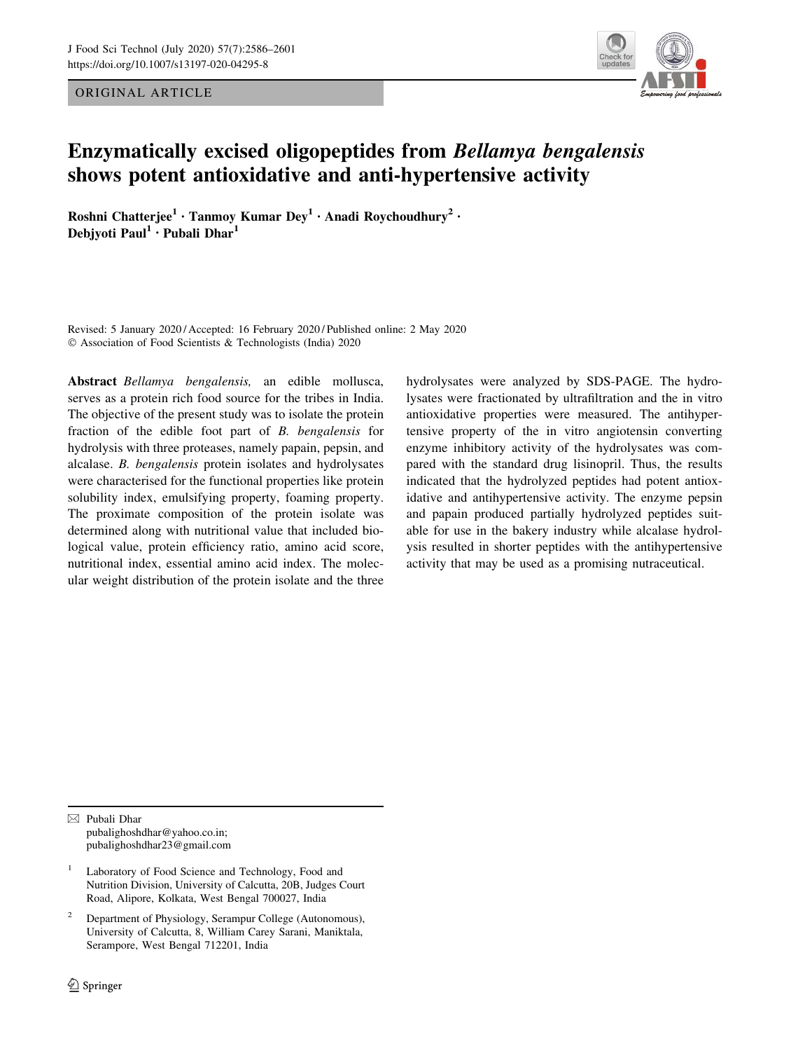ORIGINAL ARTICLE

# Enzymatically excised oligopeptides from *Bellamya bengalensis* shows potent antioxidative and anti-hypertensive activity

**Roshni Chatterjee[1] · Tanmoy Kumar Dey[1] · Anadi Roychoudhury[2] · Debjyoti Paul[1] · Pubali Dhar[1]**

Revised: 5 January 2020 / Accepted: 16 February 2020 / Published online: 2 May 2020
© Association of Food Scientists & Technologists (India) 2020

**Abstract** *Bellamya bengalensis,* an edible mollusca, serves as a protein rich food source for the tribes in India. The objective of the present study was to isolate the protein fraction of the edible foot part of *B. bengalensis* for hydrolysis with three proteases, namely papain, pepsin, and alcalase. *B. bengalensis* protein isolates and hydrolysates were characterised for the functional properties like protein solubility index, emulsifying property, foaming property. The proximate composition of the protein isolate was determined along with nutritional value that included biological value, protein efficiency ratio, amino acid score, nutritional index, essential amino acid index. The molecular weight distribution of the protein isolate and the three hydrolysates were analyzed by SDS-PAGE. The hydrolysates were fractionated by ultrafiltration and the in vitro antioxidative properties were measured. The antihypertensive property of the in vitro angiotensin converting enzyme inhibitory activity of the hydrolysates was compared with the standard drug lisinopril. Thus, the results indicated that the hydrolyzed peptides had potent antioxidative and antihypertensive activity. The enzyme pepsin and papain produced partially hydrolyzed peptides suitable for use in the bakery industry while alcalase hydrolysis resulted in shorter peptides with the antihypertensive activity that may be used as a promising nutraceutical.

---

✉ Pubali Dhar
pubalighoshdhar@yahoo.co.in;
pubalighoshdhar23@gmail.com

[1] Laboratory of Food Science and Technology, Food and Nutrition Division, University of Calcutta, 20B, Judges Court Road, Alipore, Kolkata, West Bengal 700027, India

[2] Department of Physiology, Serampur College (Autonomous), University of Calcutta, 8, William Carey Sarani, Maniktala, Serampore, West Bengal 712201, India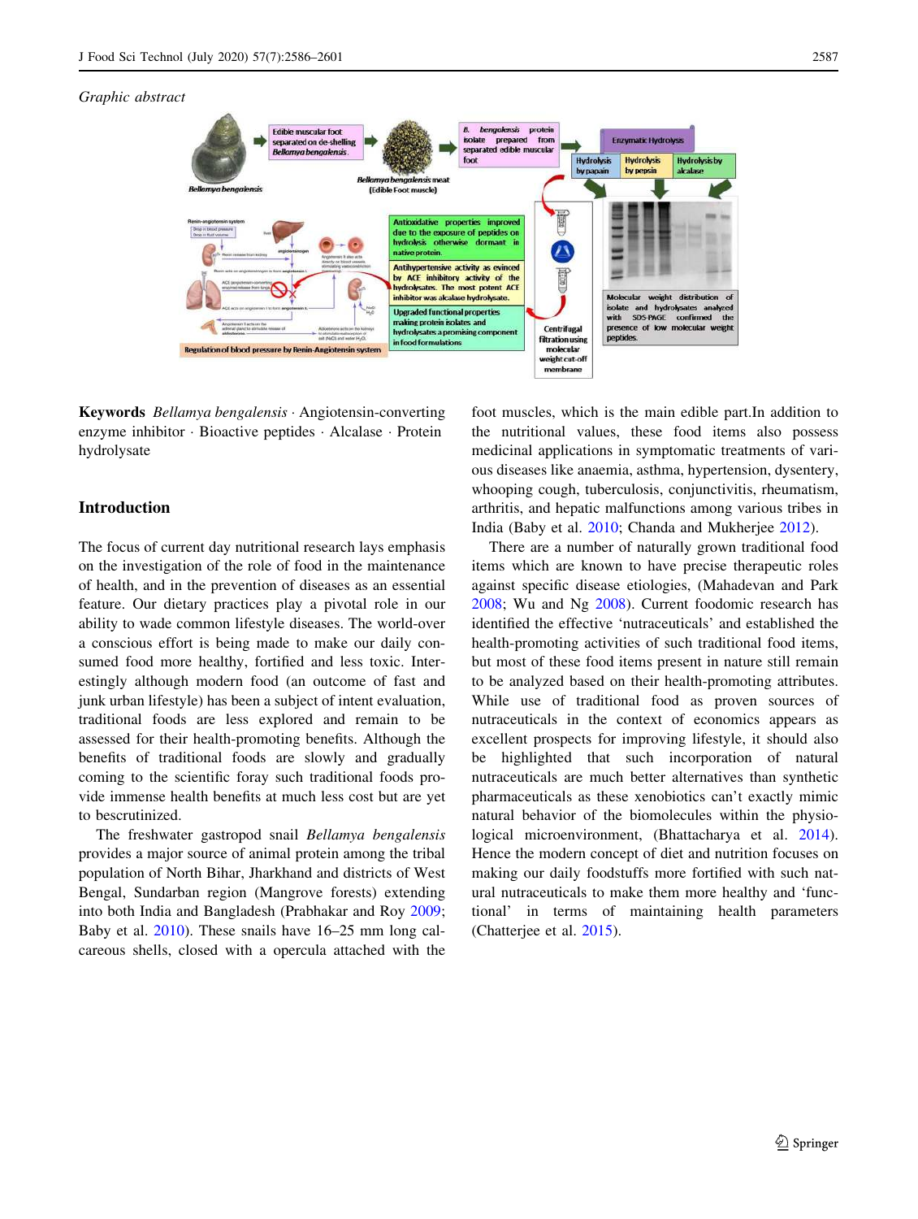*Graphic abstract*

**Keywords** *Bellamya bengalensis* · Angiotensin-converting enzyme inhibitor · Bioactive peptides · Alcalase · Protein hydrolysate

## Introduction

The focus of current day nutritional research lays emphasis on the investigation of the role of food in the maintenance of health, and in the prevention of diseases as an essential feature. Our dietary practices play a pivotal role in our ability to wade common lifestyle diseases. The world-over a conscious effort is being made to make our daily consumed food more healthy, fortified and less toxic. Interestingly although modern food (an outcome of fast and junk urban lifestyle) has been a subject of intent evaluation, traditional foods are less explored and remain to be assessed for their health-promoting benefits. Although the benefits of traditional foods are slowly and gradually coming to the scientific foray such traditional foods provide immense health benefits at much less cost but are yet to bescrutinized.

The freshwater gastropod snail *Bellamya bengalensis* provides a major source of animal protein among the tribal population of North Bihar, Jharkhand and districts of West Bengal, Sundarban region (Mangrove forests) extending into both India and Bangladesh (Prabhakar and Roy 2009; Baby et al. 2010). These snails have 16–25 mm long calcareous shells, closed with a opercula attached with the foot muscles, which is the main edible part.In addition to the nutritional values, these food items also possess medicinal applications in symptomatic treatments of various diseases like anaemia, asthma, hypertension, dysentery, whooping cough, tuberculosis, conjunctivitis, rheumatism, arthritis, and hepatic malfunctions among various tribes in India (Baby et al. 2010; Chanda and Mukherjee 2012).

There are a number of naturally grown traditional food items which are known to have precise therapeutic roles against specific disease etiologies, (Mahadevan and Park 2008; Wu and Ng 2008). Current foodomic research has identified the effective 'nutraceuticals' and established the health-promoting activities of such traditional food items, but most of these food items present in nature still remain to be analyzed based on their health-promoting attributes. While use of traditional food as proven sources of nutraceuticals in the context of economics appears as excellent prospects for improving lifestyle, it should also be highlighted that such incorporation of natural nutraceuticals are much better alternatives than synthetic pharmaceuticals as these xenobiotics can't exactly mimic natural behavior of the biomolecules within the physiological microenvironment, (Bhattacharya et al. 2014). Hence the modern concept of diet and nutrition focuses on making our daily foodstuffs more fortified with such natural nutraceuticals to make them more healthy and 'functional' in terms of maintaining health parameters (Chatterjee et al. 2015).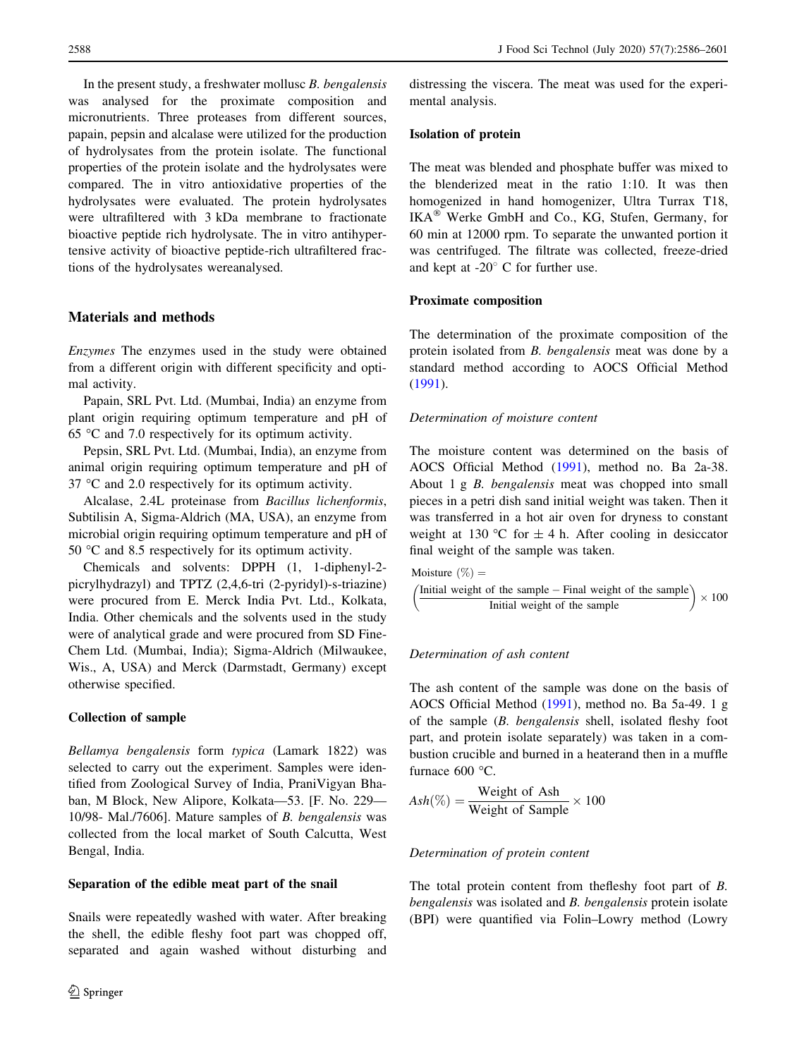In the present study, a freshwater mollusc *B. bengalensis* was analysed for the proximate composition and micronutrients. Three proteases from different sources, papain, pepsin and alcalase were utilized for the production of hydrolysates from the protein isolate. The functional properties of the protein isolate and the hydrolysates were compared. The in vitro antioxidative properties of the hydrolysates were evaluated. The protein hydrolysates were ultrafiltered with 3 kDa membrane to fractionate bioactive peptide rich hydrolysate. The in vitro antihypertensive activity of bioactive peptide-rich ultrafiltered fractions of the hydrolysates wereanalysed.

## Materials and methods

*Enzymes* The enzymes used in the study were obtained from a different origin with different specificity and optimal activity.

Papain, SRL Pvt. Ltd. (Mumbai, India) an enzyme from plant origin requiring optimum temperature and pH of 65 °C and 7.0 respectively for its optimum activity.

Pepsin, SRL Pvt. Ltd. (Mumbai, India), an enzyme from animal origin requiring optimum temperature and pH of 37 °C and 2.0 respectively for its optimum activity.

Alcalase, 2.4L proteinase from *Bacillus lichenformis*, Subtilisin A, Sigma-Aldrich (MA, USA), an enzyme from microbial origin requiring optimum temperature and pH of 50 °C and 8.5 respectively for its optimum activity.

Chemicals and solvents: DPPH (1, 1-diphenyl-2-picrylhydrazyl) and TPTZ (2,4,6-tri (2-pyridyl)-s-triazine) were procured from E. Merck India Pvt. Ltd., Kolkata, India. Other chemicals and the solvents used in the study were of analytical grade and were procured from SD Fine-Chem Ltd. (Mumbai, India); Sigma-Aldrich (Milwaukee, Wis., A, USA) and Merck (Darmstadt, Germany) except otherwise specified.

### Collection of sample

*Bellamya bengalensis* form *typica* (Lamark 1822) was selected to carry out the experiment. Samples were identified from Zoological Survey of India, PraniVigyan Bhaban, M Block, New Alipore, Kolkata—53. [F. No. 229—10/98- Mal./7606]. Mature samples of *B. bengalensis* was collected from the local market of South Calcutta, West Bengal, India.

### Separation of the edible meat part of the snail

Snails were repeatedly washed with water. After breaking the shell, the edible fleshy foot part was chopped off, separated and again washed without disturbing and distressing the viscera. The meat was used for the experimental analysis.

### Isolation of protein

The meat was blended and phosphate buffer was mixed to the blenderized meat in the ratio 1:10. It was then homogenized in hand homogenizer, Ultra Turrax T18, IKA® Werke GmbH and Co., KG, Stufen, Germany, for 60 min at 12000 rpm. To separate the unwanted portion it was centrifuged. The filtrate was collected, freeze-dried and kept at -20° C for further use.

### Proximate composition

The determination of the proximate composition of the protein isolated from *B. bengalensis* meat was done by a standard method according to AOCS Official Method (1991).

#### Determination of moisture content

The moisture content was determined on the basis of AOCS Official Method (1991), method no. Ba 2a-38. About 1 g *B. bengalensis* meat was chopped into small pieces in a petri dish sand initial weight was taken. Then it was transferred in a hot air oven for dryness to constant weight at 130 °C for ± 4 h. After cooling in desiccator final weight of the sample was taken.

$$\text{Moisture } (\%) = \left(\frac{\text{Initial weight of the sample} - \text{Final weight of the sample}}{\text{Initial weight of the sample}}\right) \times 100$$

#### Determination of ash content

The ash content of the sample was done on the basis of AOCS Official Method (1991), method no. Ba 5a-49. 1 g of the sample (*B. bengalensis* shell, isolated fleshy foot part, and protein isolate separately) was taken in a combustion crucible and burned in a heaterand then in a muffle furnace 600 °C.

$$Ash(\%) = \frac{\text{Weight of Ash}}{\text{Weight of Sample}} \times 100$$

#### Determination of protein content

The total protein content from thefleshy foot part of *B. bengalensis* was isolated and *B. bengalensis* protein isolate (BPI) were quantified via Folin–Lowry method (Lowry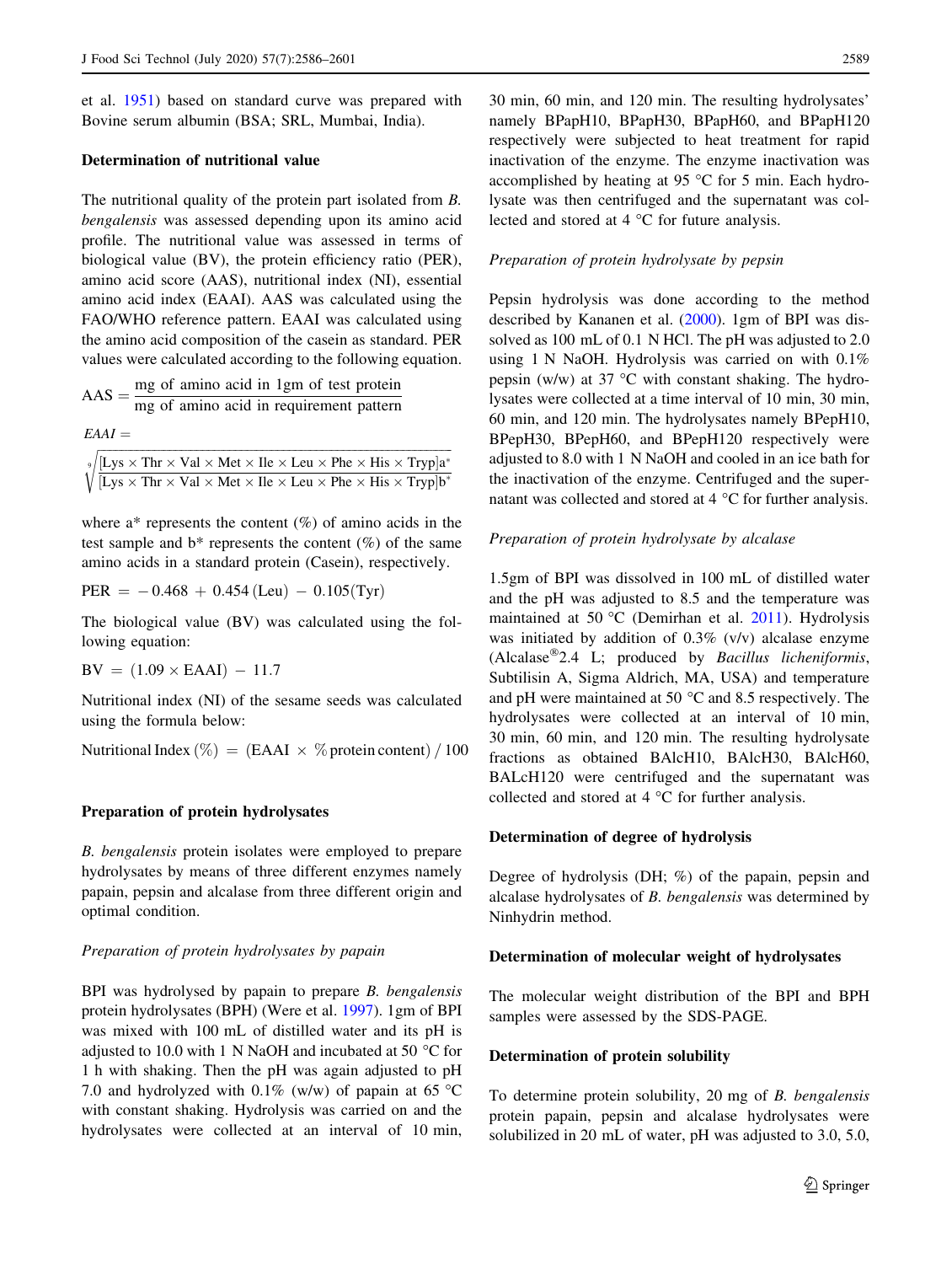et al. 1951) based on standard curve was prepared with Bovine serum albumin (BSA; SRL, Mumbai, India).

### Determination of nutritional value

The nutritional quality of the protein part isolated from *B. bengalensis* was assessed depending upon its amino acid profile. The nutritional value was assessed in terms of biological value (BV), the protein efficiency ratio (PER), amino acid score (AAS), nutritional index (NI), essential amino acid index (EAAI). AAS was calculated using the FAO/WHO reference pattern. EAAI was calculated using the amino acid composition of the casein as standard. PER values were calculated according to the following equation.

$$\mathrm{AAS} = \frac{\text{mg of amino acid in 1gm of test protein}}{\text{mg of amino acid in requirement pattern}}$$

$$EAAI = \sqrt[9]{\frac{[\mathrm{Lys} \times \mathrm{Thr} \times \mathrm{Val} \times \mathrm{Met} \times \mathrm{Ile} \times \mathrm{Leu} \times \mathrm{Phe} \times \mathrm{His} \times \mathrm{Tryp}]a^{*}}{[\mathrm{Lys} \times \mathrm{Thr} \times \mathrm{Val} \times \mathrm{Met} \times \mathrm{Ile} \times \mathrm{Leu} \times \mathrm{Phe} \times \mathrm{His} \times \mathrm{Tryp}]b^{*}}}$$

where a* represents the content (%) of amino acids in the test sample and b* represents the content (%) of the same amino acids in a standard protein (Casein), respectively.

$$\mathrm{PER} = -0.468 + 0.454\,(\mathrm{Leu}) - 0.105(\mathrm{Tyr})$$

The biological value (BV) was calculated using the following equation:

$$\mathrm{BV} = (1.09 \times \mathrm{EAAI}) - 11.7$$

Nutritional index (NI) of the sesame seeds was calculated using the formula below:

$$\text{Nutritional Index}\,(\%) = (\mathrm{EAAI} \times \%\,\text{protein content})\,/\,100$$

### Preparation of protein hydrolysates

*B. bengalensis* protein isolates were employed to prepare hydrolysates by means of three different enzymes namely papain, pepsin and alcalase from three different origin and optimal condition.

#### *Preparation of protein hydrolysates by papain*

BPI was hydrolysed by papain to prepare *B. bengalensis* protein hydrolysates (BPH) (Were et al. 1997). 1gm of BPI was mixed with 100 mL of distilled water and its pH is adjusted to 10.0 with 1 N NaOH and incubated at 50 °C for 1 h with shaking. Then the pH was again adjusted to pH 7.0 and hydrolyzed with 0.1% (w/w) of papain at 65 °C with constant shaking. Hydrolysis was carried on and the hydrolysates were collected at an interval of 10 min, 30 min, 60 min, and 120 min. The resulting hydrolysates' namely BPapH10, BPapH30, BPapH60, and BPapH120 respectively were subjected to heat treatment for rapid inactivation of the enzyme. The enzyme inactivation was accomplished by heating at 95 °C for 5 min. Each hydrolysate was then centrifuged and the supernatant was collected and stored at 4 °C for future analysis.

#### *Preparation of protein hydrolysate by pepsin*

Pepsin hydrolysis was done according to the method described by Kananen et al. (2000). 1gm of BPI was dissolved as 100 mL of 0.1 N HCl. The pH was adjusted to 2.0 using 1 N NaOH. Hydrolysis was carried on with 0.1% pepsin (w/w) at 37 °C with constant shaking. The hydrolysates were collected at a time interval of 10 min, 30 min, 60 min, and 120 min. The hydrolysates namely BPepH10, BPepH30, BPepH60, and BPepH120 respectively were adjusted to 8.0 with 1 N NaOH and cooled in an ice bath for the inactivation of the enzyme. Centrifuged and the supernatant was collected and stored at 4 °C for further analysis.

#### *Preparation of protein hydrolysate by alcalase*

1.5gm of BPI was dissolved in 100 mL of distilled water and the pH was adjusted to 8.5 and the temperature was maintained at 50 °C (Demirhan et al. 2011). Hydrolysis was initiated by addition of 0.3% (v/v) alcalase enzyme (Alcalase®2.4 L; produced by *Bacillus licheniformis*, Subtilisin A, Sigma Aldrich, MA, USA) and temperature and pH were maintained at 50 °C and 8.5 respectively. The hydrolysates were collected at an interval of 10 min, 30 min, 60 min, and 120 min. The resulting hydrolysate fractions as obtained BAlcH10, BAlcH30, BAlcH60, BALcH120 were centrifuged and the supernatant was collected and stored at 4 °C for further analysis.

### Determination of degree of hydrolysis

Degree of hydrolysis (DH; %) of the papain, pepsin and alcalase hydrolysates of *B. bengalensis* was determined by Ninhydrin method.

### Determination of molecular weight of hydrolysates

The molecular weight distribution of the BPI and BPH samples were assessed by the SDS-PAGE.

### Determination of protein solubility

To determine protein solubility, 20 mg of *B. bengalensis* protein papain, pepsin and alcalase hydrolysates were solubilized in 20 mL of water, pH was adjusted to 3.0, 5.0,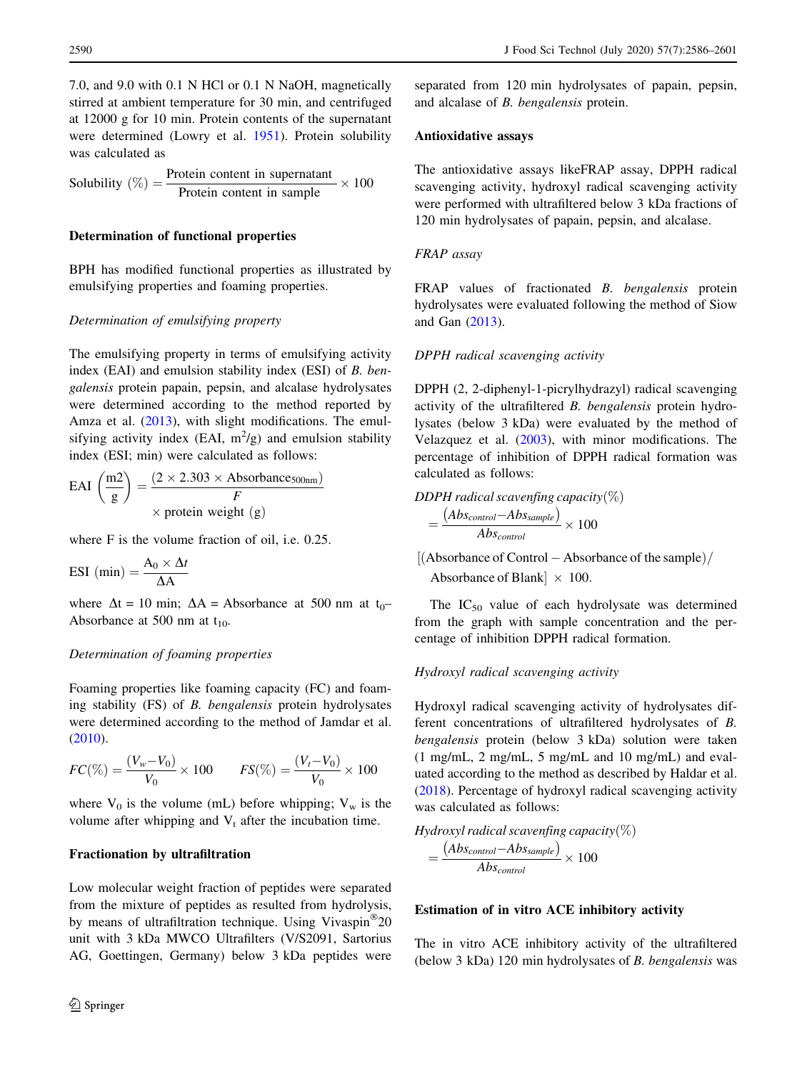7.0, and 9.0 with 0.1 N HCl or 0.1 N NaOH, magnetically stirred at ambient temperature for 30 min, and centrifuged at 12000 g for 10 min. Protein contents of the supernatant were determined (Lowry et al. 1951). Protein solubility was calculated as

$$\text{Solubility } (\%) = \frac{\text{Protein content in supernatant}}{\text{Protein content in sample}} \times 100$$

### Determination of functional properties

BPH has modified functional properties as illustrated by emulsifying properties and foaming properties.

#### *Determination of emulsifying property*

The emulsifying property in terms of emulsifying activity index (EAI) and emulsion stability index (ESI) of *B. bengalensis* protein papain, pepsin, and alcalase hydrolysates were determined according to the method reported by Amza et al. (2013), with slight modifications. The emulsifying activity index (EAI, $m^2$/g) and emulsion stability index (ESI; min) were calculated as follows:

$$\text{EAI}\left(\frac{\text{m2}}{\text{g}}\right) = \frac{(2 \times 2.303 \times \text{Absorbance}_{500\text{nm}})}{F} \times \text{protein weight (g)}$$

where F is the volume fraction of oil, i.e. 0.25.

$$\text{ESI (min)} = \frac{\text{A}_0 \times \Delta t}{\Delta \text{A}}$$

where $\Delta$t = 10 min; $\Delta$A = Absorbance at 500 nm at $t_0$– Absorbance at 500 nm at $t_{10}$.

#### *Determination of foaming properties*

Foaming properties like foaming capacity (FC) and foaming stability (FS) of *B. bengalensis* protein hydrolysates were determined according to the method of Jamdar et al. (2010).

$$FC(\%) = \frac{(V_w - V_0)}{V_0} \times 100 \qquad FS(\%) = \frac{(V_t - V_0)}{V_0} \times 100$$

where $V_0$ is the volume (mL) before whipping; $V_w$ is the volume after whipping and $V_t$ after the incubation time.

### Fractionation by ultrafiltration

Low molecular weight fraction of peptides were separated from the mixture of peptides as resulted from hydrolysis, by means of ultrafiltration technique. Using Vivaspin®20 unit with 3 kDa MWCO Ultrafilters (V/S2091, Sartorius AG, Goettingen, Germany) below 3 kDa peptides were separated from 120 min hydrolysates of papain, pepsin, and alcalase of *B. bengalensis* protein.

### Antioxidative assays

The antioxidative assays likeFRAP assay, DPPH radical scavenging activity, hydroxyl radical scavenging activity were performed with ultrafiltered below 3 kDa fractions of 120 min hydrolysates of papain, pepsin, and alcalase.

#### *FRAP assay*

FRAP values of fractionated *B. bengalensis* protein hydrolysates were evaluated following the method of Siow and Gan (2013).

#### *DPPH radical scavenging activity*

DPPH (2, 2-diphenyl-1-picrylhydrazyl) radical scavenging activity of the ultrafiltered *B. bengalensis* protein hydrolysates (below 3 kDa) were evaluated by the method of Velazquez et al. (2003), with minor modifications. The percentage of inhibition of DPPH radical formation was calculated as follows:

$$DDPH\ radical\ scavenfing\ capacity(\%) = \frac{(Abs_{control} - Abs_{sample})}{Abs_{control}} \times 100$$

$$[(\text{Absorbance of Control} - \text{Absorbance of the sample}) / \text{Absorbance of Blank}] \times 100.$$

The $IC_{50}$ value of each hydrolysate was determined from the graph with sample concentration and the percentage of inhibition DPPH radical formation.

#### *Hydroxyl radical scavenging activity*

Hydroxyl radical scavenging activity of hydrolysates different concentrations of ultrafiltered hydrolysates of *B. bengalensis* protein (below 3 kDa) solution were taken (1 mg/mL, 2 mg/mL, 5 mg/mL and 10 mg/mL) and evaluated according to the method as described by Haldar et al. (2018). Percentage of hydroxyl radical scavenging activity was calculated as follows:

$$Hydroxyl\ radical\ scavenfing\ capacity(\%) = \frac{(Abs_{control} - Abs_{sample})}{Abs_{control}} \times 100$$

### Estimation of in vitro ACE inhibitory activity

The in vitro ACE inhibitory activity of the ultrafiltered (below 3 kDa) 120 min hydrolysates of *B. bengalensis* was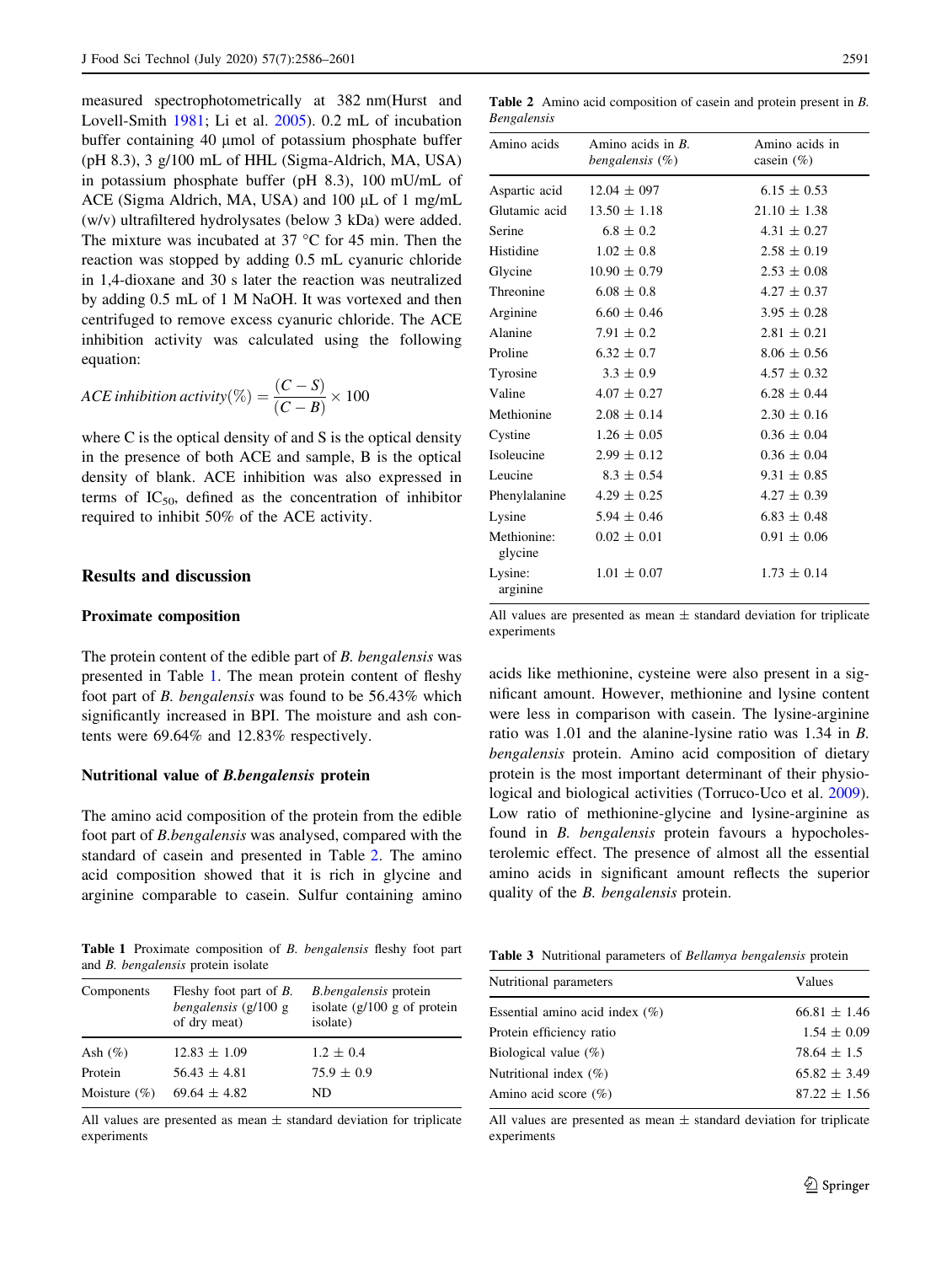measured spectrophotometrically at 382 nm(Hurst and Lovell-Smith 1981; Li et al. 2005). 0.2 mL of incubation buffer containing 40 µmol of potassium phosphate buffer (pH 8.3), 3 g/100 mL of HHL (Sigma-Aldrich, MA, USA) in potassium phosphate buffer (pH 8.3), 100 mU/mL of ACE (Sigma Aldrich, MA, USA) and 100 µL of 1 mg/mL (w/v) ultrafiltered hydrolysates (below 3 kDa) were added. The mixture was incubated at 37 °C for 45 min. Then the reaction was stopped by adding 0.5 mL cyanuric chloride in 1,4-dioxane and 30 s later the reaction was neutralized by adding 0.5 mL of 1 M NaOH. It was vortexed and then centrifuged to remove excess cyanuric chloride. The ACE inhibition activity was calculated using the following equation:

$$ACE\ inhibition\ activity(\%) = \frac{(C - S)}{(C - B)} \times 100$$

where C is the optical density of and S is the optical density in the presence of both ACE and sample, B is the optical density of blank. ACE inhibition was also expressed in terms of $IC_{50}$, defined as the concentration of inhibitor required to inhibit 50% of the ACE activity.

## Results and discussion

### Proximate composition

The protein content of the edible part of *B. bengalensis* was presented in Table 1. The mean protein content of fleshy foot part of *B. bengalensis* was found to be 56.43% which significantly increased in BPI. The moisture and ash contents were 69.64% and 12.83% respectively.

### Nutritional value of *B.bengalensis* protein

The amino acid composition of the protein from the edible foot part of *B.bengalensis* was analysed, compared with the standard of casein and presented in Table 2. The amino acid composition showed that it is rich in glycine and arginine comparable to casein. Sulfur containing amino acids like methionine, cysteine were also present in a significant amount. However, methionine and lysine content were less in comparison with casein. The lysine-arginine ratio was 1.01 and the alanine-lysine ratio was 1.34 in *B. bengalensis* protein. Amino acid composition of dietary protein is the most important determinant of their physiological and biological activities (Torruco-Uco et al. 2009). Low ratio of methionine-glycine and lysine-arginine as found in *B. bengalensis* protein favours a hypocholesterolemic effect. The presence of almost all the essential amino acids in significant amount reflects the superior quality of the *B. bengalensis* protein.

**Table 1** Proximate composition of *B. bengalensis* fleshy foot part and *B. bengalensis* protein isolate

| Components | Fleshy foot part of *B. bengalensis* (g/100 g of dry meat) | *B.bengalensis* protein isolate (g/100 g of protein isolate) |
|---|---|---|
| Ash (%) | 12.83 ± 1.09 | 1.2 ± 0.4 |
| Protein | 56.43 ± 4.81 | 75.9 ± 0.9 |
| Moisture (%) | 69.64 ± 4.82 | ND |

All values are presented as mean ± standard deviation for triplicate experiments

**Table 2** Amino acid composition of casein and protein present in *B. Bengalensis*

| Amino acids | Amino acids in *B. bengalensis* (%) | Amino acids in casein (%) |
|---|---|---|
| Aspartic acid | 12.04 ± 097 | 6.15 ± 0.53 |
| Glutamic acid | 13.50 ± 1.18 | 21.10 ± 1.38 |
| Serine | 6.8 ± 0.2 | 4.31 ± 0.27 |
| Histidine | 1.02 ± 0.8 | 2.58 ± 0.19 |
| Glycine | 10.90 ± 0.79 | 2.53 ± 0.08 |
| Threonine | 6.08 ± 0.8 | 4.27 ± 0.37 |
| Arginine | 6.60 ± 0.46 | 3.95 ± 0.28 |
| Alanine | 7.91 ± 0.2 | 2.81 ± 0.21 |
| Proline | 6.32 ± 0.7 | 8.06 ± 0.56 |
| Tyrosine | 3.3 ± 0.9 | 4.57 ± 0.32 |
| Valine | 4.07 ± 0.27 | 6.28 ± 0.44 |
| Methionine | 2.08 ± 0.14 | 2.30 ± 0.16 |
| Cystine | 1.26 ± 0.05 | 0.36 ± 0.04 |
| Isoleucine | 2.99 ± 0.12 | 0.36 ± 0.04 |
| Leucine | 8.3 ± 0.54 | 9.31 ± 0.85 |
| Phenylalanine | 4.29 ± 0.25 | 4.27 ± 0.39 |
| Lysine | 5.94 ± 0.46 | 6.83 ± 0.48 |
| Methionine: glycine | 0.02 ± 0.01 | 0.91 ± 0.06 |
| Lysine: arginine | 1.01 ± 0.07 | 1.73 ± 0.14 |

All values are presented as mean ± standard deviation for triplicate experiments

**Table 3** Nutritional parameters of *Bellamya bengalensis* protein

| Nutritional parameters | Values |
|---|---|
| Essential amino acid index (%) | 66.81 ± 1.46 |
| Protein efficiency ratio | 1.54 ± 0.09 |
| Biological value (%) | 78.64 ± 1.5 |
| Nutritional index (%) | 65.82 ± 3.49 |
| Amino acid score (%) | 87.22 ± 1.56 |

All values are presented as mean ± standard deviation for triplicate experiments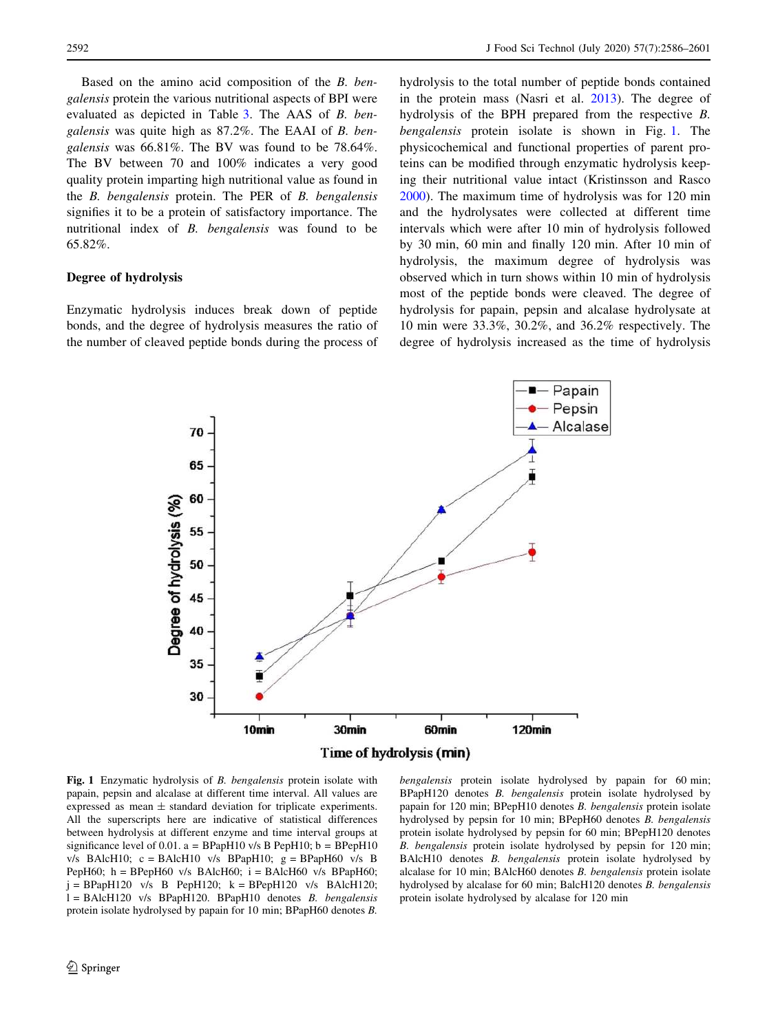Based on the amino acid composition of the *B. bengalensis* protein the various nutritional aspects of BPI were evaluated as depicted in Table 3. The AAS of *B. bengalensis* was quite high as 87.2%. The EAAI of *B. bengalensis* was 66.81%. The BV was found to be 78.64%. The BV between 70 and 100% indicates a very good quality protein imparting high nutritional value as found in the *B. bengalensis* protein. The PER of *B. bengalensis* signifies it to be a protein of satisfactory importance. The nutritional index of *B. bengalensis* was found to be 65.82%.

### Degree of hydrolysis

Enzymatic hydrolysis induces break down of peptide bonds, and the degree of hydrolysis measures the ratio of the number of cleaved peptide bonds during the process of hydrolysis to the total number of peptide bonds contained in the protein mass (Nasri et al. 2013). The degree of hydrolysis of the BPH prepared from the respective *B. bengalensis* protein isolate is shown in Fig. 1. The physicochemical and functional properties of parent proteins can be modified through enzymatic hydrolysis keeping their nutritional value intact (Kristinsson and Rasco 2000). The maximum time of hydrolysis was for 120 min and the hydrolysates were collected at different time intervals which were after 10 min of hydrolysis followed by 30 min, 60 min and finally 120 min. After 10 min of hydrolysis, the maximum degree of hydrolysis was observed which in turn shows within 10 min of hydrolysis most of the peptide bonds were cleaved. The degree of hydrolysis for papain, pepsin and alcalase hydrolysate at 10 min were 33.3%, 30.2%, and 36.2% respectively. The degree of hydrolysis increased as the time of hydrolysis

**Fig. 1** Enzymatic hydrolysis of *B. bengalensis* protein isolate with papain, pepsin and alcalase at different time interval. All values are expressed as mean ± standard deviation for triplicate experiments. All the superscripts here are indicative of statistical differences between hydrolysis at different enzyme and time interval groups at significance level of 0.01. a = BPapH10 v/s B PepH10; b = BPepH10 v/s BAlcH10; c = BAlcH10 v/s BPapH10; g = BPapH60 v/s B PepH60; h = BPepH60 v/s BAlcH60; i = BAlcH60 v/s BPapH60; j = BPapH120 v/s B PepH120; k = BPepH120 v/s BAlcH120; l = BAlcH120 v/s BPapH120. BPapH10 denotes *B. bengalensis* protein isolate hydrolysed by papain for 10 min; BPapH60 denotes *B. bengalensis* protein isolate hydrolysed by papain for 60 min; BPapH120 denotes *B. bengalensis* protein isolate hydrolysed by papain for 120 min; BPepH10 denotes *B. bengalensis* protein isolate hydrolysed by pepsin for 10 min; BPepH60 denotes *B. bengalensis* protein isolate hydrolysed by pepsin for 60 min; BPepH120 denotes *B. bengalensis* protein isolate hydrolysed by pepsin for 120 min; BAlcH10 denotes *B. bengalensis* protein isolate hydrolysed by alcalase for 10 min; BAlcH60 denotes *B. bengalensis* protein isolate hydrolysed by alcalase for 60 min; BalcH120 denotes *B. bengalensis* protein isolate hydrolysed by alcalase for 120 min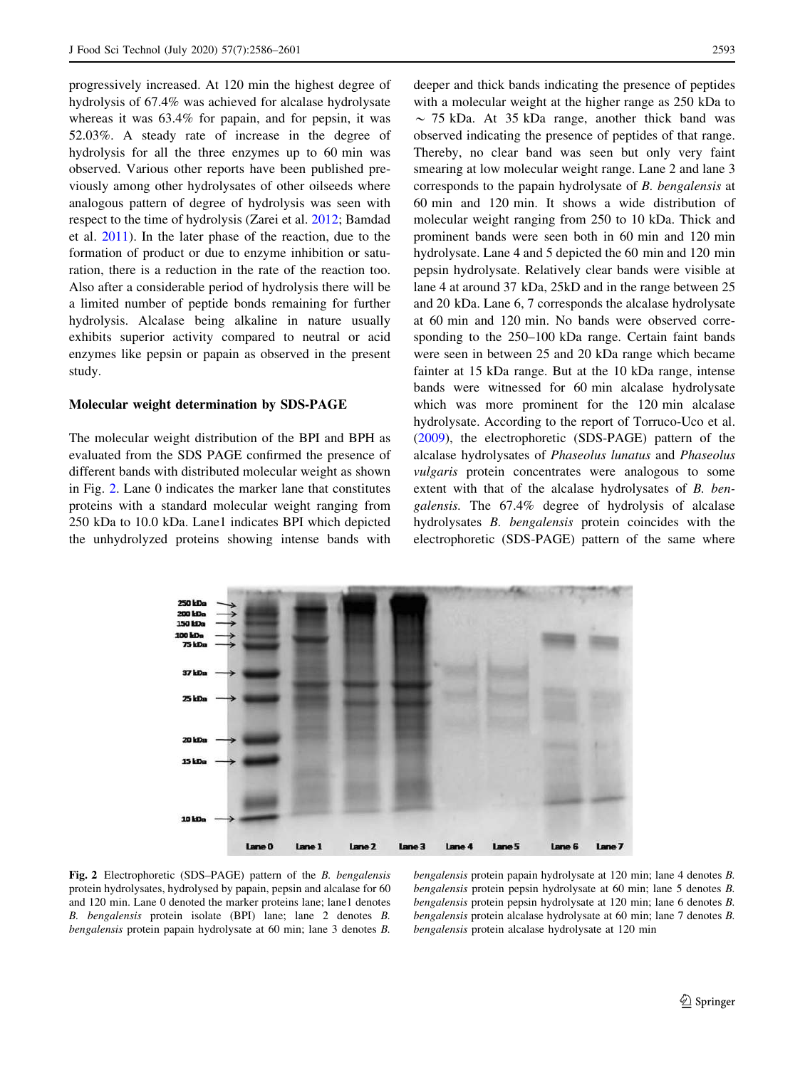progressively increased. At 120 min the highest degree of hydrolysis of 67.4% was achieved for alcalase hydrolysate whereas it was 63.4% for papain, and for pepsin, it was 52.03%. A steady rate of increase in the degree of hydrolysis for all the three enzymes up to 60 min was observed. Various other reports have been published previously among other hydrolysates of other oilseeds where analogous pattern of degree of hydrolysis was seen with respect to the time of hydrolysis (Zarei et al. 2012; Bamdad et al. 2011). In the later phase of the reaction, due to the formation of product or due to enzyme inhibition or saturation, there is a reduction in the rate of the reaction too. Also after a considerable period of hydrolysis there will be a limited number of peptide bonds remaining for further hydrolysis. Alcalase being alkaline in nature usually exhibits superior activity compared to neutral or acid enzymes like pepsin or papain as observed in the present study.

### Molecular weight determination by SDS-PAGE

The molecular weight distribution of the BPI and BPH as evaluated from the SDS PAGE confirmed the presence of different bands with distributed molecular weight as shown in Fig. 2. Lane 0 indicates the marker lane that constitutes proteins with a standard molecular weight ranging from 250 kDa to 10.0 kDa. Lane1 indicates BPI which depicted the unhydrolyzed proteins showing intense bands with deeper and thick bands indicating the presence of peptides with a molecular weight at the higher range as 250 kDa to ~ 75 kDa. At 35 kDa range, another thick band was observed indicating the presence of peptides of that range. Thereby, no clear band was seen but only very faint smearing at low molecular weight range. Lane 2 and lane 3 corresponds to the papain hydrolysate of *B. bengalensis* at 60 min and 120 min. It shows a wide distribution of molecular weight ranging from 250 to 10 kDa. Thick and prominent bands were seen both in 60 min and 120 min hydrolysate. Lane 4 and 5 depicted the 60 min and 120 min pepsin hydrolysate. Relatively clear bands were visible at lane 4 at around 37 kDa, 25kD and in the range between 25 and 20 kDa. Lane 6, 7 corresponds the alcalase hydrolysate at 60 min and 120 min. No bands were observed corresponding to the 250–100 kDa range. Certain faint bands were seen in between 25 and 20 kDa range which became fainter at 15 kDa range. But at the 10 kDa range, intense bands were witnessed for 60 min alcalase hydrolysate which was more prominent for the 120 min alcalase hydrolysate. According to the report of Torruco-Uco et al. (2009), the electrophoretic (SDS-PAGE) pattern of the alcalase hydrolysates of *Phaseolus lunatus* and *Phaseolus vulgaris* protein concentrates were analogous to some extent with that of the alcalase hydrolysates of *B. bengalensis*. The 67.4% degree of hydrolysis of alcalase hydrolysates *B. bengalensis* protein coincides with the electrophoretic (SDS-PAGE) pattern of the same where

**Fig. 2** Electrophoretic (SDS–PAGE) pattern of the *B. bengalensis* protein hydrolysates, hydrolysed by papain, pepsin and alcalase for 60 and 120 min. Lane 0 denoted the marker proteins lane; lane1 denotes *B. bengalensis* protein isolate (BPI) lane; lane 2 denotes *B. bengalensis* protein papain hydrolysate at 60 min; lane 3 denotes *B. bengalensis* protein papain hydrolysate at 120 min; lane 4 denotes *B. bengalensis* protein pepsin hydrolysate at 60 min; lane 5 denotes *B. bengalensis* protein pepsin hydrolysate at 120 min; lane 6 denotes *B. bengalensis* protein alcalase hydrolysate at 60 min; lane 7 denotes *B. bengalensis* protein alcalase hydrolysate at 120 min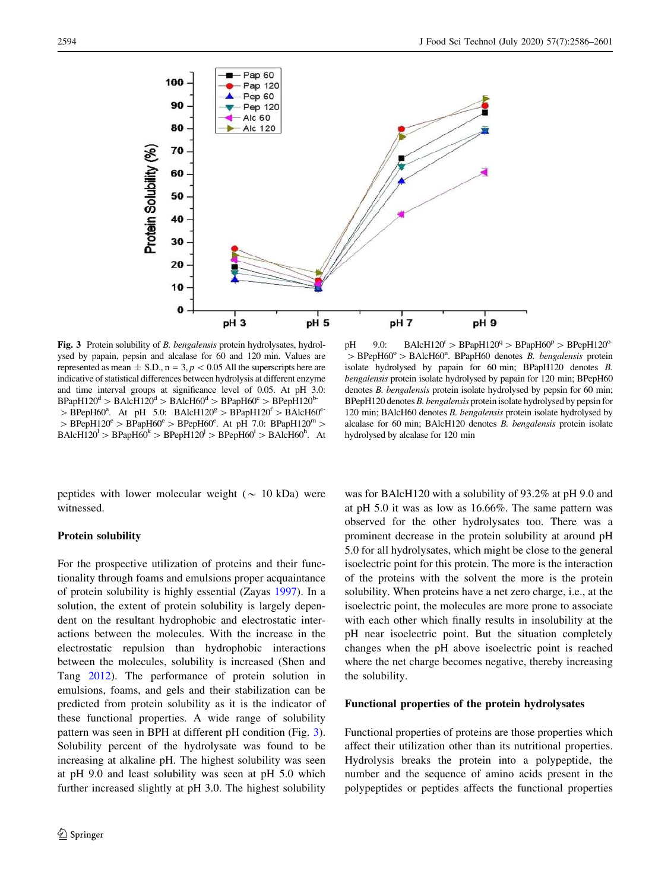**Fig. 3** Protein solubility of *B. bengalensis* protein hydrolysates, hydrolysed by papain, pepsin and alcalase for 60 and 120 min. Values are represented as mean ± S.D., n = 3, $p < 0.05$ All the superscripts here are indicative of statistical differences between hydrolysis at different enzyme and time interval groups at significance level of 0.05. At pH 3.0: BPapH120$^{d}$ > BAlcH120$^{d}$ > BAlcH60$^{d}$ > BPapH60$^{c}$ > BPepH120$^{b-}$ > BPepH60$^{a}$. At pH 5.0: BAlcH120$^{g}$ > BPapH120$^{f}$ > BAlcH60$^{e-}$ > BPepH120$^{e}$ > BPapH60$^{e}$ > BPepH60$^{e}$. At pH 7.0: BPapH120$^{m}$ > BAlcH120$^{l}$ > BPapH60$^{k}$ > BPepH120$^{j}$ > BPepH60$^{i}$ > BAlcH60$^{h}$. At pH 9.0: BAlcH120$^{r}$ > BPapH120$^{q}$ > BPapH60$^{p}$ > BPepH120$^{o-}$ > BPepH60$^{o}$ > BAlcH60$^{n}$. BPapH60 denotes *B. bengalensis* protein isolate hydrolysed by papain for 60 min; BPapH120 denotes *B. bengalensis* protein isolate hydrolysed by papain for 120 min; BPepH60 denotes *B. bengalensis* protein isolate hydrolysed by pepsin for 60 min; BPepH120 denotes *B. bengalensis* protein isolate hydrolysed by pepsin for 120 min; BAlcH60 denotes *B. bengalensis* protein isolate hydrolysed by alcalase for 60 min; BAlcH120 denotes *B. bengalensis* protein isolate hydrolysed by alcalase for 120 min

peptides with lower molecular weight (~ 10 kDa) were witnessed.

### Protein solubility

For the prospective utilization of proteins and their functionality through foams and emulsions proper acquaintance of protein solubility is highly essential (Zayas 1997). In a solution, the extent of protein solubility is largely dependent on the resultant hydrophobic and electrostatic interactions between the molecules. With the increase in the electrostatic repulsion than hydrophobic interactions between the molecules, solubility is increased (Shen and Tang 2012). The performance of protein solution in emulsions, foams, and gels and their stabilization can be predicted from protein solubility as it is the indicator of these functional properties. A wide range of solubility pattern was seen in BPH at different pH condition (Fig. 3). Solubility percent of the hydrolysate was found to be increasing at alkaline pH. The highest solubility was seen at pH 9.0 and least solubility was seen at pH 5.0 which further increased slightly at pH 3.0. The highest solubility was for BAlcH120 with a solubility of 93.2% at pH 9.0 and at pH 5.0 it was as low as 16.66%. The same pattern was observed for the other hydrolysates too. There was a prominent decrease in the protein solubility at around pH 5.0 for all hydrolysates, which might be close to the general isoelectric point for this protein. The more is the interaction of the proteins with the solvent the more is the protein solubility. When proteins have a net zero charge, i.e., at the isoelectric point, the molecules are more prone to associate with each other which finally results in insolubility at the pH near isoelectric point. But the situation completely changes when the pH above isoelectric point is reached where the net charge becomes negative, thereby increasing the solubility.

### Functional properties of the protein hydrolysates

Functional properties of proteins are those properties which affect their utilization other than its nutritional properties. Hydrolysis breaks the protein into a polypeptide, the number and the sequence of amino acids present in the polypeptides or peptides affects the functional properties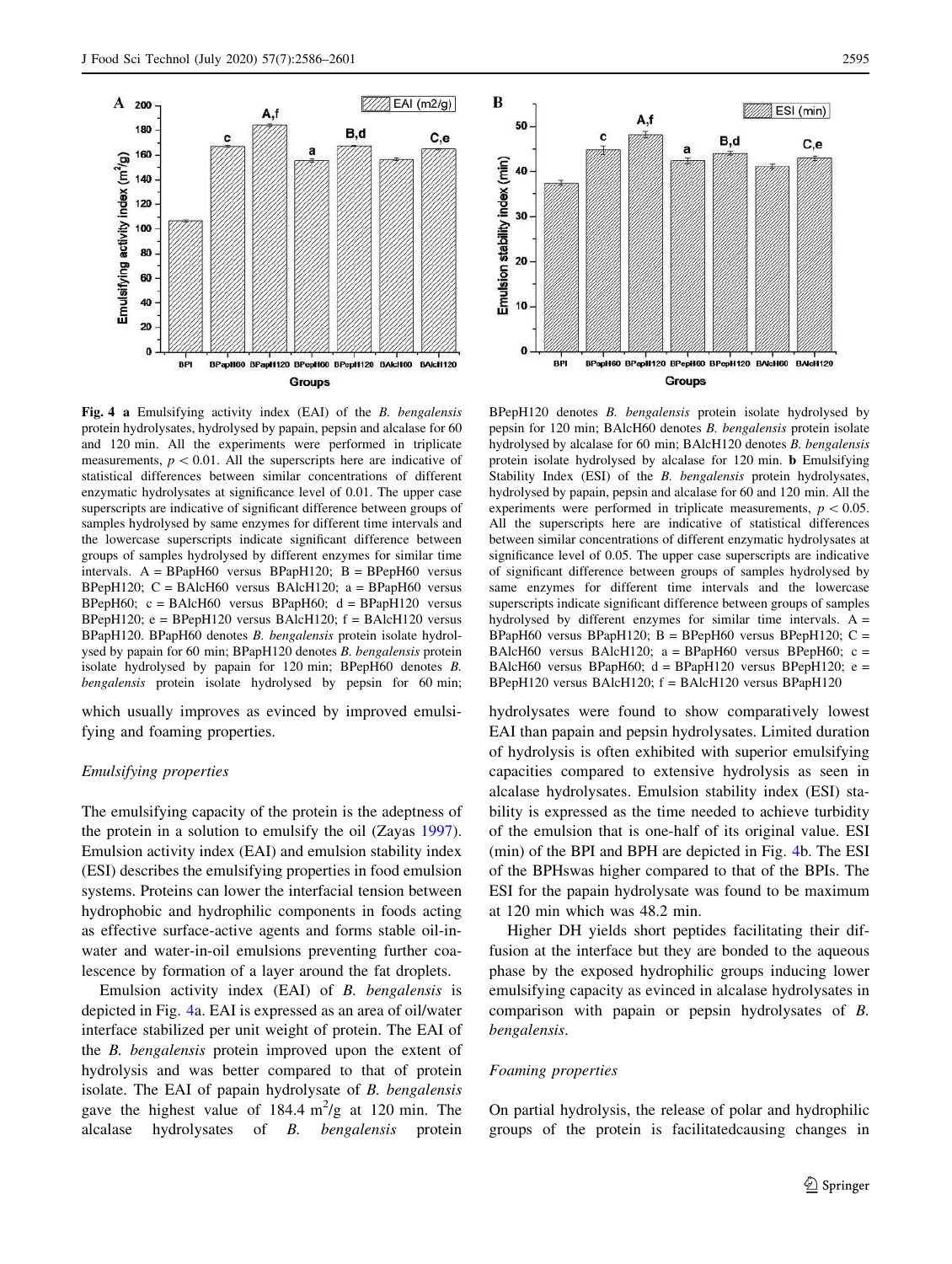**Fig. 4** **a** Emulsifying activity index (EAI) of the *B. bengalensis* protein hydrolysates, hydrolysed by papain, pepsin and alcalase for 60 and 120 min. All the experiments were performed in triplicate measurements, $p < 0.01$. All the superscripts here are indicative of statistical differences between similar concentrations of different enzymatic hydrolysates at significance level of 0.01. The upper case superscripts are indicative of significant difference between groups of samples hydrolysed by same enzymes for different time intervals and the lowercase superscripts indicate significant difference between groups of samples hydrolysed by different enzymes for similar time intervals. A = BPapH60 versus BPapH120; B = BPepH60 versus BPepH120; C = BAlcH60 versus BAlcH120; a = BPapH60 versus BPepH60; c = BAlcH60 versus BPapH60; d = BPapH120 versus BPepH120; e = BPepH120 versus BAlcH120; f = BAlcH120 versus BPapH120. BPapH60 denotes *B. bengalensis* protein isolate hydrolysed by papain for 60 min; BPapH120 denotes *B. bengalensis* protein isolate hydrolysed by papain for 120 min; BPepH60 denotes *B. bengalensis* protein isolate hydrolysed by pepsin for 60 min; BPepH120 denotes *B. bengalensis* protein isolate hydrolysed by pepsin for 120 min; BAlcH60 denotes *B. bengalensis* protein isolate hydrolysed by alcalase for 60 min; BAlcH120 denotes *B. bengalensis* protein isolate hydrolysed by alcalase for 120 min. **b** Emulsifying Stability Index (ESI) of the *B. bengalensis* protein hydrolysates, hydrolysed by papain, pepsin and alcalase for 60 and 120 min. All the experiments were performed in triplicate measurements, $p < 0.05$. All the superscripts here are indicative of statistical differences between similar concentrations of different enzymatic hydrolysates at significance level of 0.05. The upper case superscripts are indicative of significant difference between groups of samples hydrolysed by same enzymes for different time intervals and the lowercase superscripts indicate significant difference between groups of samples hydrolysed by different enzymes for similar time intervals. A = BPapH60 versus BPapH120; B = BPepH60 versus BPepH120; C = BAlcH60 versus BAlcH120; a = BPapH60 versus BPepH60; c = BAlcH60 versus BPapH60; d = BPapH120 versus BPepH120; e = BPepH120 versus BAlcH120; f = BAlcH120 versus BPapH120

which usually improves as evinced by improved emulsifying and foaming properties.

### *Emulsifying properties*

The emulsifying capacity of the protein is the adeptness of the protein in a solution to emulsify the oil (Zayas 1997). Emulsion activity index (EAI) and emulsion stability index (ESI) describes the emulsifying properties in food emulsion systems. Proteins can lower the interfacial tension between hydrophobic and hydrophilic components in foods acting as effective surface-active agents and forms stable oil-in-water and water-in-oil emulsions preventing further coalescence by formation of a layer around the fat droplets.

Emulsion activity index (EAI) of *B. bengalensis* is depicted in Fig. 4a. EAI is expressed as an area of oil/water interface stabilized per unit weight of protein. The EAI of the *B. bengalensis* protein improved upon the extent of hydrolysis and was better compared to that of protein isolate. The EAI of papain hydrolysate of *B. bengalensis* gave the highest value of 184.4 $m^2/g$ at 120 min. The alcalase hydrolysates of *B. bengalensis* protein hydrolysates were found to show comparatively lowest EAI than papain and pepsin hydrolysates. Limited duration of hydrolysis is often exhibited with superior emulsifying capacities compared to extensive hydrolysis as seen in alcalase hydrolysates. Emulsion stability index (ESI) stability is expressed as the time needed to achieve turbidity of the emulsion that is one-half of its original value. ESI (min) of the BPI and BPH are depicted in Fig. 4b. The ESI of the BPHswas higher compared to that of the BPIs. The ESI for the papain hydrolysate was found to be maximum at 120 min which was 48.2 min.

Higher DH yields short peptides facilitating their diffusion at the interface but they are bonded to the aqueous phase by the exposed hydrophilic groups inducing lower emulsifying capacity as evinced in alcalase hydrolysates in comparison with papain or pepsin hydrolysates of *B. bengalensis*.

### *Foaming properties*

On partial hydrolysis, the release of polar and hydrophilic groups of the protein is facilitatedcausing changes in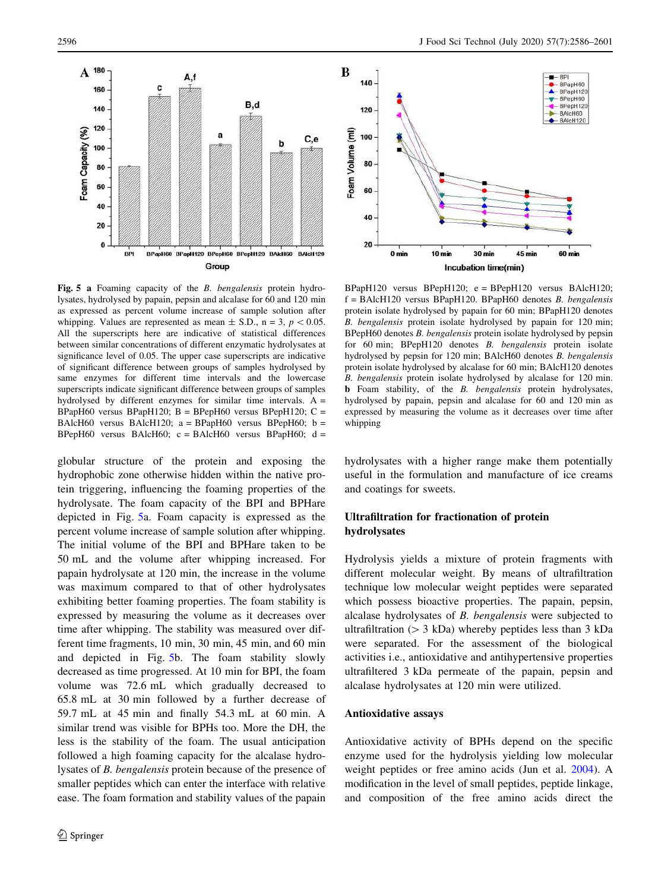**Fig. 5 a** Foaming capacity of the *B. bengalensis* protein hydrolysates, hydrolysed by papain, pepsin and alcalase for 60 and 120 min as expressed as percent volume increase of sample solution after whipping. Values are represented as mean ± S.D., n = 3, $p < 0.05$. All the superscripts here are indicative of statistical differences between similar concentrations of different enzymatic hydrolysates at significance level of 0.05. The upper case superscripts are indicative of significant difference between groups of samples hydrolysed by same enzymes for different time intervals and the lowercase superscripts indicate significant difference between groups of samples hydrolysed by different enzymes for similar time intervals. A = BPapH60 versus BPapH120; B = BPepH60 versus BPepH120; C = BAlcH60 versus BAlcH120; a = BPapH60 versus BPepH60; b = BPepH60 versus BAlcH60; c = BAlcH60 versus BPapH60; d = BPapH120 versus BPepH120; e = BPepH120 versus BAlcH120; f = BAlcH120 versus BPapH120. BPapH60 denotes *B. bengalensis* protein isolate hydrolysed by papain for 60 min; BPapH120 denotes *B. bengalensis* protein isolate hydrolysed by papain for 120 min; BPepH60 denotes *B. bengalensis* protein isolate hydrolysed by pepsin for 60 min; BPepH120 denotes *B. bengalensis* protein isolate hydrolysed by pepsin for 120 min; BAlcH60 denotes *B. bengalensis* protein isolate hydrolysed by alcalase for 60 min; BAlcH120 denotes *B. bengalensis* protein isolate hydrolysed by alcalase for 120 min. **b** Foam stability, of the *B. bengalensis* protein hydrolysates, hydrolysed by papain, pepsin and alcalase for 60 and 120 min as expressed by measuring the volume as it decreases over time after whipping

globular structure of the protein and exposing the hydrophobic zone otherwise hidden within the native protein triggering, influencing the foaming properties of the hydrolysate. The foam capacity of the BPI and BPHare depicted in Fig. 5a. Foam capacity is expressed as the percent volume increase of sample solution after whipping. The initial volume of the BPI and BPHare taken to be 50 mL and the volume after whipping increased. For papain hydrolysate at 120 min, the increase in the volume was maximum compared to that of other hydrolysates exhibiting better foaming properties. The foam stability is expressed by measuring the volume as it decreases over time after whipping. The stability was measured over different time fragments, 10 min, 30 min, 45 min, and 60 min and depicted in Fig. 5b. The foam stability slowly decreased as time progressed. At 10 min for BPI, the foam volume was 72.6 mL which gradually decreased to 65.8 mL at 30 min followed by a further decrease of 59.7 mL at 45 min and finally 54.3 mL at 60 min. A similar trend was visible for BPHs too. More the DH, the less is the stability of the foam. The usual anticipation followed a high foaming capacity for the alcalase hydrolysates of *B. bengalensis* protein because of the presence of smaller peptides which can enter the interface with relative ease. The foam formation and stability values of the papain hydrolysates with a higher range make them potentially useful in the formulation and manufacture of ice creams and coatings for sweets.

## Ultrafiltration for fractionation of protein hydrolysates

Hydrolysis yields a mixture of protein fragments with different molecular weight. By means of ultrafiltration technique low molecular weight peptides were separated which possess bioactive properties. The papain, pepsin, alcalase hydrolysates of *B. bengalensis* were subjected to ultrafiltration (> 3 kDa) whereby peptides less than 3 kDa were separated. For the assessment of the biological activities i.e., antioxidative and antihypertensive properties ultrafiltered 3 kDa permeate of the papain, pepsin and alcalase hydrolysates at 120 min were utilized.

### Antioxidative assays

Antioxidative activity of BPHs depend on the specific enzyme used for the hydrolysis yielding low molecular weight peptides or free amino acids (Jun et al. 2004). A modification in the level of small peptides, peptide linkage, and composition of the free amino acids direct the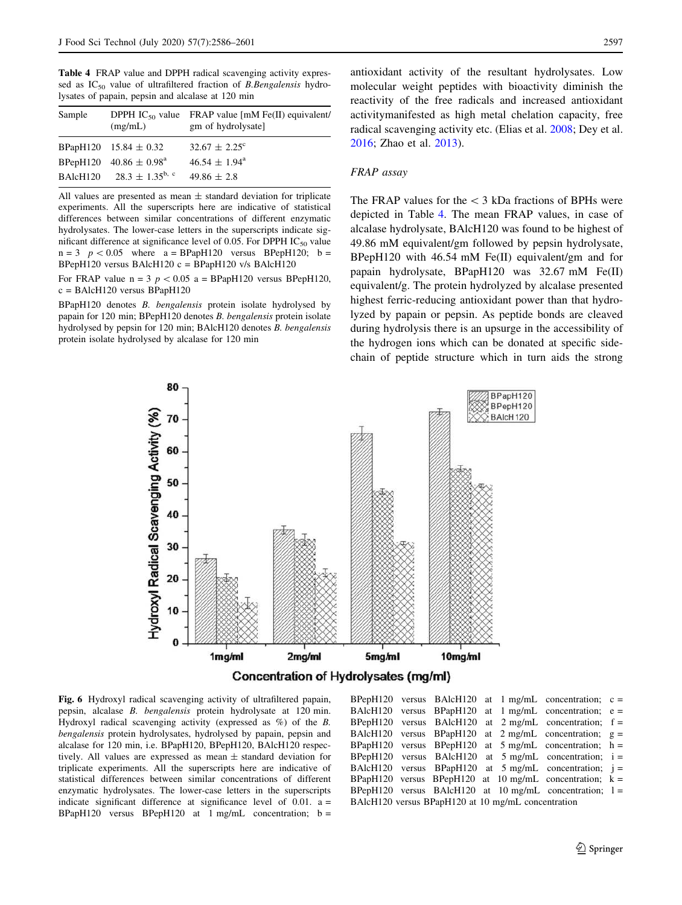**Table 4** FRAP value and DPPH radical scavenging activity expressed as $IC_{50}$ value of ultrafiltered fraction of *B.Bengalensis* hydrolysates of papain, pepsin and alcalase at 120 min

| Sample | DPPH $IC_{50}$ value (mg/mL) | FRAP value [mM Fe(II) equivalent/gm of hydrolysate] |
|---|---|---|
| BPapH120 | $15.84 \pm 0.32$ | $32.67 \pm 2.25^{c}$ |
| BPepH120 | $40.86 \pm 0.98^{a}$ | $46.54 \pm 1.94^{a}$ |
| BAlcH120 | $28.3 \pm 1.35^{b,\,c}$ | $49.86 \pm 2.8$ |

All values are presented as mean ± standard deviation for triplicate experiments. All the superscripts here are indicative of statistical differences between similar concentrations of different enzymatic hydrolysates. The lower-case letters in the superscripts indicate significant difference at significance level of 0.05. For DPPH $IC_{50}$ value $n = 3$ $p < 0.05$ where a = BPapH120 versus BPepH120; b = BPepH120 versus BAlcH120 c = BPapH120 v/s BAlcH120

For FRAP value $n = 3$ $p < 0.05$ a = BPapH120 versus BPepH120, c = BAlcH120 versus BPapH120

BPapH120 denotes *B. bengalensis* protein isolate hydrolysed by papain for 120 min; BPepH120 denotes *B. bengalensis* protein isolate hydrolysed by pepsin for 120 min; BAlcH120 denotes *B. bengalensis* protein isolate hydrolysed by alcalase for 120 min

antioxidant activity of the resultant hydrolysates. Low molecular weight peptides with bioactivity diminish the reactivity of the free radicals and increased antioxidant activitymanifested as high metal chelation capacity, free radical scavenging activity etc. (Elias et al. 2008; Dey et al. 2016; Zhao et al. 2013).

### FRAP assay

The FRAP values for the < 3 kDa fractions of BPHs were depicted in Table 4. The mean FRAP values, in case of alcalase hydrolysate, BAlcH120 was found to be highest of 49.86 mM equivalent/gm followed by pepsin hydrolysate, BPepH120 with 46.54 mM Fe(II) equivalent/gm and for papain hydrolysate, BPapH120 was 32.67 mM Fe(II) equivalent/g. The protein hydrolyzed by alcalase presented highest ferric-reducing antioxidant power than that hydrolyzed by papain or pepsin. As peptide bonds are cleaved during hydrolysis there is an upsurge in the accessibility of the hydrogen ions which can be donated at specific side-chain of peptide structure which in turn aids the strong

**Fig. 6** Hydroxyl radical scavenging activity of ultrafiltered papain, pepsin, alcalase *B. bengalensis* protein hydrolysate at 120 min. Hydroxyl radical scavenging activity (expressed as %) of the *B. bengalensis* protein hydrolysates, hydrolysed by papain, pepsin and alcalase for 120 min, i.e. BPapH120, BPepH120, BAlcH120 respectively. All values are expressed as mean ± standard deviation for triplicate experiments. All the superscripts here are indicative of statistical differences between similar concentrations of different enzymatic hydrolysates. The lower-case letters in the superscripts indicate significant difference at significance level of 0.01. a = BPapH120 versus BPepH120 at 1 mg/mL concentration; b = BPepH120 versus BAlcH120 at 1 mg/mL concentration; c = BAlcH120 versus BPapH120 at 1 mg/mL concentration; e = BPepH120 versus BAlcH120 at 2 mg/mL concentration; f = BAlcH120 versus BPapH120 at 2 mg/mL concentration; g = BPapH120 versus BPepH120 at 5 mg/mL concentration; h = BPepH120 versus BAlcH120 at 5 mg/mL concentration; i = BAlcH120 versus BPapH120 at 5 mg/mL concentration; j = BPapH120 versus BPepH120 at 10 mg/mL concentration; k = BPepH120 versus BAlcH120 at 10 mg/mL concentration; l = BAlcH120 versus BPapH120 at 10 mg/mL concentration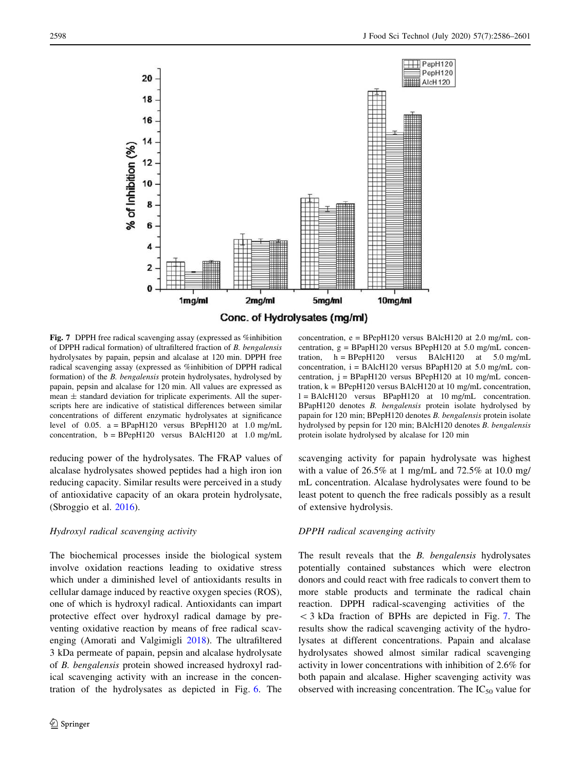Fig. 7 DPPH free radical scavenging assay (expressed as %inhibition of DPPH radical formation) of ultrafiltered fraction of *B. bengalensis* hydrolysates by papain, pepsin and alcalase at 120 min. DPPH free radical scavenging assay (expressed as %inhibition of DPPH radical formation) of the *B. bengalensis* protein hydrolysates, hydrolysed by papain, pepsin and alcalase for 120 min. All values are expressed as mean ± standard deviation for triplicate experiments. All the superscripts here are indicative of statistical differences between similar concentrations of different enzymatic hydrolysates at significance level of 0.05. a = BPapH120 versus BPepH120 at 1.0 mg/mL concentration, b = BPepH120 versus BAlcH120 at 1.0 mg/mL concentration, e = BPepH120 versus BAlcH120 at 2.0 mg/mL concentration, g = BPapH120 versus BPepH120 at 5.0 mg/mL concentration, h = BPepH120 versus BAlcH120 at 5.0 mg/mL concentration, i = BAlcH120 versus BPapH120 at 5.0 mg/mL concentration, j = BPapH120 versus BPepH120 at 10 mg/mL concentration, k = BPepH120 versus BAlcH120 at 10 mg/mL concentration, l = BAlcH120 versus BPapH120 at 10 mg/mL concentration. BPapH120 denotes *B. bengalensis* protein isolate hydrolysed by papain for 120 min; BPepH120 denotes *B. bengalensis* protein isolate hydrolysed by pepsin for 120 min; BAlcH120 denotes *B. bengalensis* protein isolate hydrolysed by alcalase for 120 min

reducing power of the hydrolysates. The FRAP values of alcalase hydrolysates showed peptides had a high iron ion reducing capacity. Similar results were perceived in a study of antioxidative capacity of an okara protein hydrolysate, (Sbroggio et al. 2016).

### Hydroxyl radical scavenging activity

The biochemical processes inside the biological system involve oxidation reactions leading to oxidative stress which under a diminished level of antioxidants results in cellular damage induced by reactive oxygen species (ROS), one of which is hydroxyl radical. Antioxidants can impart protective effect over hydroxyl radical damage by preventing oxidative reaction by means of free radical scavenging (Amorati and Valgimigli 2018). The ultrafiltered 3 kDa permeate of papain, pepsin and alcalase hydrolysate of *B. bengalensis* protein showed increased hydroxyl radical scavenging activity with an increase in the concentration of the hydrolysates as depicted in Fig. 6. The scavenging activity for papain hydrolysate was highest with a value of 26.5% at 1 mg/mL and 72.5% at 10.0 mg/mL concentration. Alcalase hydrolysates were found to be least potent to quench the free radicals possibly as a result of extensive hydrolysis.

### DPPH radical scavenging activity

The result reveals that the *B. bengalensis* hydrolysates potentially contained substances which were electron donors and could react with free radicals to convert them to more stable products and terminate the radical chain reaction. DPPH radical-scavenging activities of the $< 3$ kDa fraction of BPHs are depicted in Fig. 7. The results show the radical scavenging activity of the hydrolysates at different concentrations. Papain and alcalase hydrolysates showed almost similar radical scavenging activity in lower concentrations with inhibition of 2.6% for both papain and alcalase. Higher scavenging activity was observed with increasing concentration. The $IC_{50}$ value for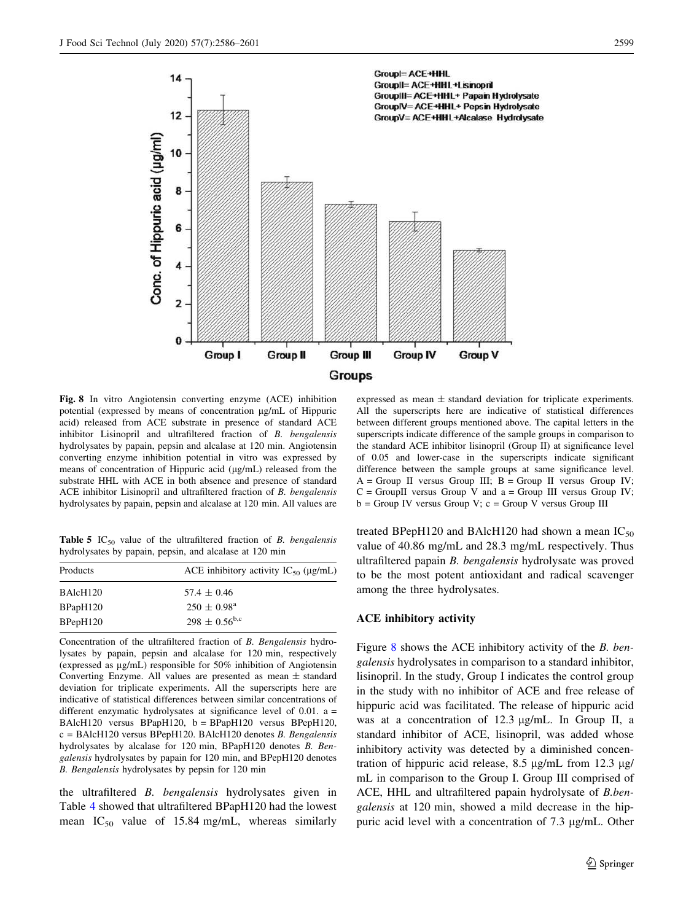**Fig. 8** In vitro Angiotensin converting enzyme (ACE) inhibition potential (expressed by means of concentration µg/mL of Hippuric acid) released from ACE substrate in presence of standard ACE inhibitor Lisinopril and ultrafiltered fraction of *B. bengalensis* hydrolysates by papain, pepsin and alcalase at 120 min. Angiotensin converting enzyme inhibition potential in vitro was expressed by means of concentration of Hippuric acid (µg/mL) released from the substrate HHL with ACE in both absence and presence of standard ACE inhibitor Lisinopril and ultrafiltered fraction of *B. bengalensis* hydrolysates by papain, pepsin and alcalase at 120 min. All values are expressed as mean ± standard deviation for triplicate experiments. All the superscripts here are indicative of statistical differences between different groups mentioned above. The capital letters in the superscripts indicate difference of the sample groups in comparison to the standard ACE inhibitor lisinopril (Group II) at significance level of 0.05 and lower-case in the superscripts indicate significant difference between the sample groups at same significance level. A = Group II versus Group III; B = Group II versus Group IV; C = GroupII versus Group V and a = Group III versus Group IV; b = Group IV versus Group V; c = Group V versus Group III

**Table 5** $IC_{50}$ value of the ultrafiltered fraction of *B. bengalensis* hydrolysates by papain, pepsin, and alcalase at 120 min

| Products | ACE inhibitory activity $IC_{50}$ (µg/mL) |
|---|---|
| BAlcH120 | 57.4 ± 0.46 |
| BPapH120 | 250 ± 0.98[a] |
| BPepH120 | 298 ± 0.56[b,c] |

Concentration of the ultrafiltered fraction of *B. Bengalensis* hydrolysates by papain, pepsin and alcalase for 120 min, respectively (expressed as µg/mL) responsible for 50% inhibition of Angiotensin Converting Enzyme. All values are presented as mean ± standard deviation for triplicate experiments. All the superscripts here are indicative of statistical differences between similar concentrations of different enzymatic hydrolysates at significance level of 0.01. a = BAlcH120 versus BPapH120, b = BPapH120 versus BPepH120, c = BAlcH120 versus BPepH120. BAlcH120 denotes *B. Bengalensis* hydrolysates by alcalase for 120 min, BPapH120 denotes *B. Bengalensis* hydrolysates by papain for 120 min, and BPepH120 denotes *B. Bengalensis* hydrolysates by pepsin for 120 min

the ultrafiltered *B. bengalensis* hydrolysates given in Table 4 showed that ultrafiltered BPapH120 had the lowest mean $IC_{50}$ value of 15.84 mg/mL, whereas similarly treated BPepH120 and BAlcH120 had shown a mean $IC_{50}$ value of 40.86 mg/mL and 28.3 mg/mL respectively. Thus ultrafiltered papain *B. bengalensis* hydrolysate was proved to be the most potent antioxidant and radical scavenger among the three hydrolysates.

### ACE inhibitory activity

Figure 8 shows the ACE inhibitory activity of the *B. bengalensis* hydrolysates in comparison to a standard inhibitor, lisinopril. In the study, Group I indicates the control group in the study with no inhibitor of ACE and free release of hippuric acid was facilitated. The release of hippuric acid was at a concentration of 12.3 µg/mL. In Group II, a standard inhibitor of ACE, lisinopril, was added whose inhibitory activity was detected by a diminished concentration of hippuric acid release, 8.5 µg/mL from 12.3 µg/mL in comparison to the Group I. Group III comprised of ACE, HHL and ultrafiltered papain hydrolysate of *B.bengalensis* at 120 min, showed a mild decrease in the hippuric acid level with a concentration of 7.3 µg/mL. Other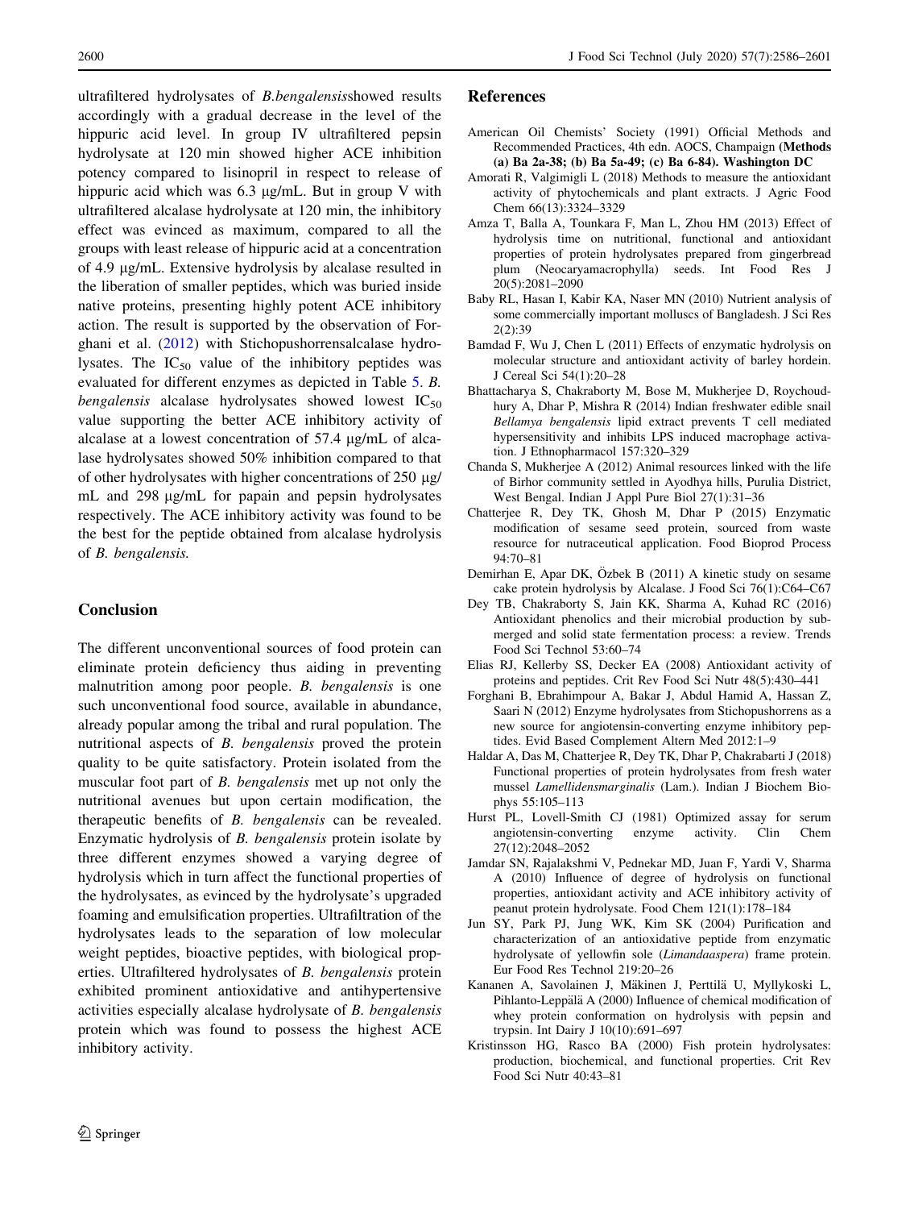ultrafiltered hydrolysates of *B.bengalensis*showed results accordingly with a gradual decrease in the level of the hippuric acid level. In group IV ultrafiltered pepsin hydrolysate at 120 min showed higher ACE inhibition potency compared to lisinopril in respect to release of hippuric acid which was 6.3 µg/mL. But in group V with ultrafiltered alcalase hydrolysate at 120 min, the inhibitory effect was evinced as maximum, compared to all the groups with least release of hippuric acid at a concentration of 4.9 µg/mL. Extensive hydrolysis by alcalase resulted in the liberation of smaller peptides, which was buried inside native proteins, presenting highly potent ACE inhibitory action. The result is supported by the observation of Forghani et al. (2012) with Stichopushorrensalcalase hydrolysates. The $IC_{50}$ value of the inhibitory peptides was evaluated for different enzymes as depicted in Table 5. *B. bengalensis* alcalase hydrolysates showed lowest $IC_{50}$ value supporting the better ACE inhibitory activity of alcalase at a lowest concentration of 57.4 µg/mL of alcalase hydrolysates showed 50% inhibition compared to that of other hydrolysates with higher concentrations of 250 µg/mL and 298 µg/mL for papain and pepsin hydrolysates respectively. The ACE inhibitory activity was found to be the best for the peptide obtained from alcalase hydrolysis of *B. bengalensis.*

## Conclusion

The different unconventional sources of food protein can eliminate protein deficiency thus aiding in preventing malnutrition among poor people. *B. bengalensis* is one such unconventional food source, available in abundance, already popular among the tribal and rural population. The nutritional aspects of *B. bengalensis* proved the protein quality to be quite satisfactory. Protein isolated from the muscular foot part of *B. bengalensis* met up not only the nutritional avenues but upon certain modification, the therapeutic benefits of *B. bengalensis* can be revealed. Enzymatic hydrolysis of *B. bengalensis* protein isolate by three different enzymes showed a varying degree of hydrolysis which in turn affect the functional properties of the hydrolysates, as evinced by the hydrolysate's upgraded foaming and emulsification properties. Ultrafiltration of the hydrolysates leads to the separation of low molecular weight peptides, bioactive peptides, with biological properties. Ultrafiltered hydrolysates of *B. bengalensis* protein exhibited prominent antioxidative and antihypertensive activities especially alcalase hydrolysate of *B. bengalensis* protein which was found to possess the highest ACE inhibitory activity.

## References

American Oil Chemists' Society (1991) Official Methods and Recommended Practices, 4th edn. AOCS, Champaign **(Methods (a) Ba 2a-38; (b) Ba 5a-49; (c) Ba 6-84). Washington DC**

Amorati R, Valgimigli L (2018) Methods to measure the antioxidant activity of phytochemicals and plant extracts. J Agric Food Chem 66(13):3324–3329

Amza T, Balla A, Tounkara F, Man L, Zhou HM (2013) Effect of hydrolysis time on nutritional, functional and antioxidant properties of protein hydrolysates prepared from gingerbread plum (Neocaryamacrophylla) seeds. Int Food Res J 20(5):2081–2090

Baby RL, Hasan I, Kabir KA, Naser MN (2010) Nutrient analysis of some commercially important molluscs of Bangladesh. J Sci Res 2(2):39

Bamdad F, Wu J, Chen L (2011) Effects of enzymatic hydrolysis on molecular structure and antioxidant activity of barley hordein. J Cereal Sci 54(1):20–28

Bhattacharya S, Chakraborty M, Bose M, Mukherjee D, Roychoudhury A, Dhar P, Mishra R (2014) Indian freshwater edible snail *Bellamya bengalensis* lipid extract prevents T cell mediated hypersensitivity and inhibits LPS induced macrophage activation. J Ethnopharmacol 157:320–329

Chanda S, Mukherjee A (2012) Animal resources linked with the life of Birhor community settled in Ayodhya hills, Purulia District, West Bengal. Indian J Appl Pure Biol 27(1):31–36

Chatterjee R, Dey TK, Ghosh M, Dhar P (2015) Enzymatic modification of sesame seed protein, sourced from waste resource for nutraceutical application. Food Bioprod Process 94:70–81

Demirhan E, Apar DK, Özbek B (2011) A kinetic study on sesame cake protein hydrolysis by Alcalase. J Food Sci 76(1):C64–C67

Dey TB, Chakraborty S, Jain KK, Sharma A, Kuhad RC (2016) Antioxidant phenolics and their microbial production by submerged and solid state fermentation process: a review. Trends Food Sci Technol 53:60–74

Elias RJ, Kellerby SS, Decker EA (2008) Antioxidant activity of proteins and peptides. Crit Rev Food Sci Nutr 48(5):430–441

Forghani B, Ebrahimpour A, Bakar J, Abdul Hamid A, Hassan Z, Saari N (2012) Enzyme hydrolysates from Stichopushorrens as a new source for angiotensin-converting enzyme inhibitory peptides. Evid Based Complement Altern Med 2012:1–9

Haldar A, Das M, Chatterjee R, Dey TK, Dhar P, Chakrabarti J (2018) Functional properties of protein hydrolysates from fresh water mussel *Lamellidensmarginalis* (Lam.). Indian J Biochem Biophys 55:105–113

Hurst PL, Lovell-Smith CJ (1981) Optimized assay for serum angiotensin-converting enzyme activity. Clin Chem 27(12):2048–2052

Jamdar SN, Rajalakshmi V, Pednekar MD, Juan F, Yardi V, Sharma A (2010) Influence of degree of hydrolysis on functional properties, antioxidant activity and ACE inhibitory activity of peanut protein hydrolysate. Food Chem 121(1):178–184

Jun SY, Park PJ, Jung WK, Kim SK (2004) Purification and characterization of an antioxidative peptide from enzymatic hydrolysate of yellowfin sole (*Limandaaspera*) frame protein. Eur Food Res Technol 219:20–26

Kananen A, Savolainen J, Mäkinen J, Perttilä U, Myllykoski L, Pihlanto-Leppälä A (2000) Influence of chemical modification of whey protein conformation on hydrolysis with pepsin and trypsin. Int Dairy J 10(10):691–697

Kristinsson HG, Rasco BA (2000) Fish protein hydrolysates: production, biochemical, and functional properties. Crit Rev Food Sci Nutr 40:43–81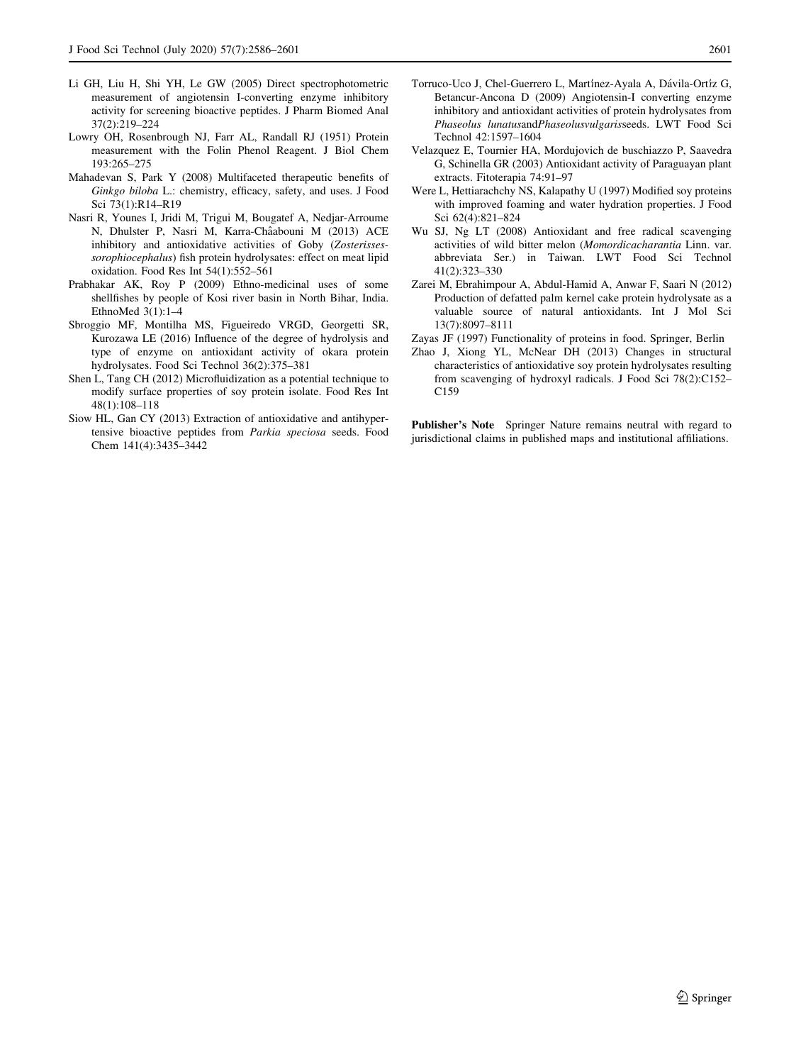Li GH, Liu H, Shi YH, Le GW (2005) Direct spectrophotometric measurement of angiotensin I-converting enzyme inhibitory activity for screening bioactive peptides. J Pharm Biomed Anal 37(2):219–224

Lowry OH, Rosenbrough NJ, Farr AL, Randall RJ (1951) Protein measurement with the Folin Phenol Reagent. J Biol Chem 193:265–275

Mahadevan S, Park Y (2008) Multifaceted therapeutic benefits of *Ginkgo biloba* L.: chemistry, efficacy, safety, and uses. J Food Sci 73(1):R14–R19

Nasri R, Younes I, Jridi M, Trigui M, Bougatef A, Nedjar-Arroume N, Dhulster P, Nasri M, Karra-Châabouni M (2013) ACE inhibitory and antioxidative activities of Goby (*Zosterisses-sorophiocephalus*) fish protein hydrolysates: effect on meat lipid oxidation. Food Res Int 54(1):552–561

Prabhakar AK, Roy P (2009) Ethno-medicinal uses of some shellfishes by people of Kosi river basin in North Bihar, India. EthnoMed 3(1):1–4

Sbroggio MF, Montilha MS, Figueiredo VRGD, Georgetti SR, Kurozawa LE (2016) Influence of the degree of hydrolysis and type of enzyme on antioxidant activity of okara protein hydrolysates. Food Sci Technol 36(2):375–381

Shen L, Tang CH (2012) Microfluidization as a potential technique to modify surface properties of soy protein isolate. Food Res Int 48(1):108–118

Siow HL, Gan CY (2013) Extraction of antioxidative and antihypertensive bioactive peptides from *Parkia speciosa* seeds. Food Chem 141(4):3435–3442

Torruco-Uco J, Chel-Guerrero L, Martínez-Ayala A, Dávila-Ortíz G, Betancur-Ancona D (2009) Angiotensin-I converting enzyme inhibitory and antioxidant activities of protein hydrolysates from *Phaseolus lunatus*and*Phaseolusvulgaris*seeds. LWT Food Sci Technol 42:1597–1604

Velazquez E, Tournier HA, Mordujovich de buschiazzo P, Saavedra G, Schinella GR (2003) Antioxidant activity of Paraguayan plant extracts. Fitoterapia 74:91–97

Were L, Hettiarachchy NS, Kalapathy U (1997) Modified soy proteins with improved foaming and water hydration properties. J Food Sci 62(4):821–824

Wu SJ, Ng LT (2008) Antioxidant and free radical scavenging activities of wild bitter melon (*Momordicacharantia* Linn. var. abbreviata Ser.) in Taiwan. LWT Food Sci Technol 41(2):323–330

Zarei M, Ebrahimpour A, Abdul-Hamid A, Anwar F, Saari N (2012) Production of defatted palm kernel cake protein hydrolysate as a valuable source of natural antioxidants. Int J Mol Sci 13(7):8097–8111

Zayas JF (1997) Functionality of proteins in food. Springer, Berlin

Zhao J, Xiong YL, McNear DH (2013) Changes in structural characteristics of antioxidative soy protein hydrolysates resulting from scavenging of hydroxyl radicals. J Food Sci 78(2):C152–C159

**Publisher's Note** Springer Nature remains neutral with regard to jurisdictional claims in published maps and institutional affiliations.